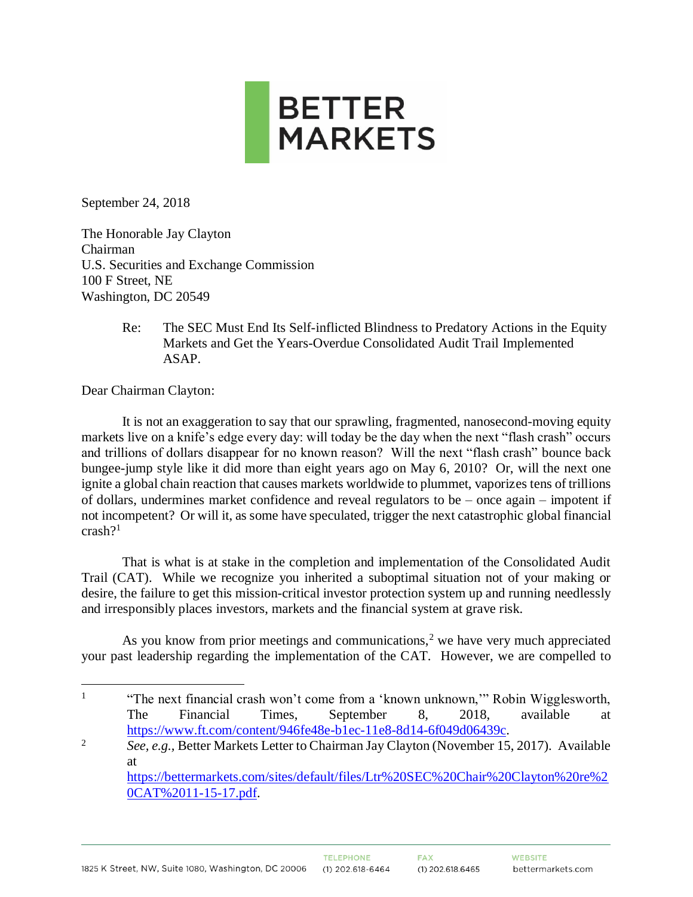**BETTER MARKETS**

September 24, 2018

The Honorable Jay Clayton
Chairman
U.S. Securities and Exchange Commission
100 F Street, NE
Washington, DC 20549

> Re: The SEC Must End Its Self-inflicted Blindness to Predatory Actions in the Equity Markets and Get the Years-Overdue Consolidated Audit Trail Implemented ASAP.

Dear Chairman Clayton:

It is not an exaggeration to say that our sprawling, fragmented, nanosecond-moving equity markets live on a knife's edge every day: will today be the day when the next "flash crash" occurs and trillions of dollars disappear for no known reason? Will the next "flash crash" bounce back bungee-jump style like it did more than eight years ago on May 6, 2010? Or, will the next one ignite a global chain reaction that causes markets worldwide to plummet, vaporizes tens of trillions of dollars, undermines market confidence and reveal regulators to be – once again – impotent if not incompetent? Or will it, as some have speculated, trigger the next catastrophic global financial crash?[1]

That is what is at stake in the completion and implementation of the Consolidated Audit Trail (CAT). While we recognize you inherited a suboptimal situation not of your making or desire, the failure to get this mission-critical investor protection system up and running needlessly and irresponsibly places investors, markets and the financial system at grave risk.

As you know from prior meetings and communications,[2] we have very much appreciated your past leadership regarding the implementation of the CAT. However, we are compelled to

---

[1] "The next financial crash won't come from a 'known unknown,'" Robin Wigglesworth, The Financial Times, September 8, 2018, available at https://www.ft.com/content/946fe48e-b1ec-11e8-8d14-6f049d06439c.

[2] *See, e.g.*, Better Markets Letter to Chairman Jay Clayton (November 15, 2017). Available at https://bettermarkets.com/sites/default/files/Ltr%20SEC%20Chair%20Clayton%20re%20CAT%2011-15-17.pdf.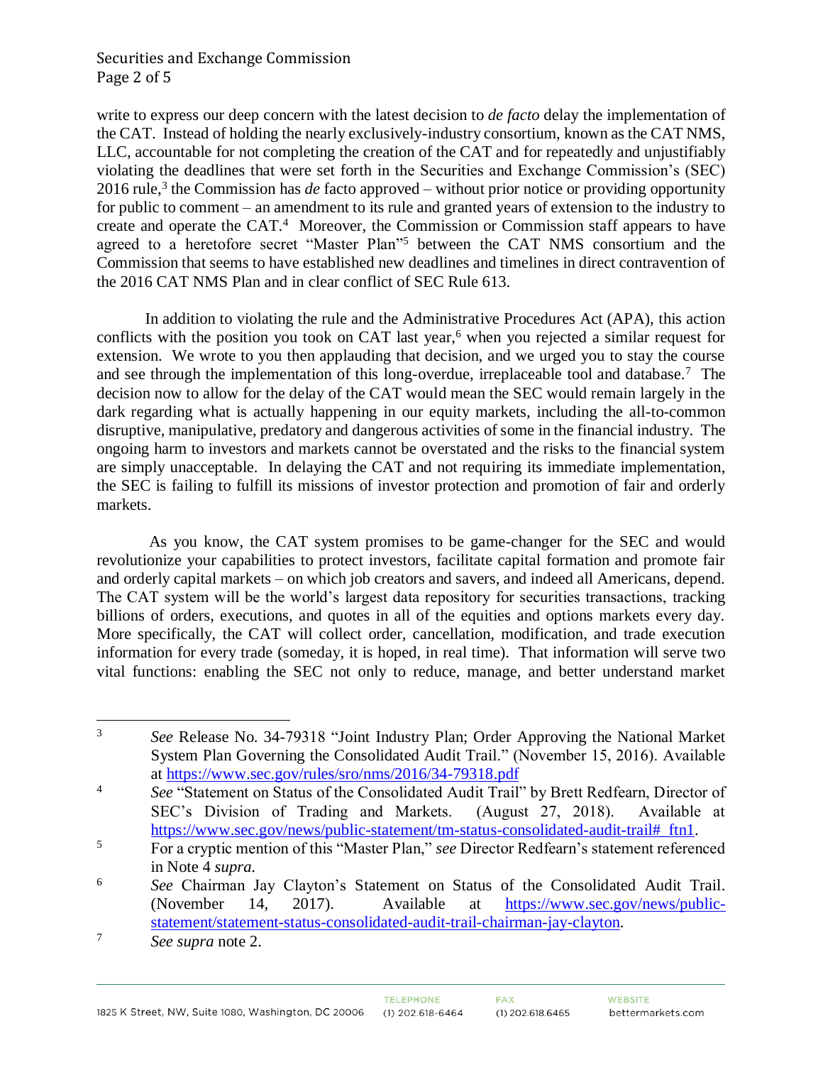write to express our deep concern with the latest decision to *de facto* delay the implementation of the CAT. Instead of holding the nearly exclusively-industry consortium, known as the CAT NMS, LLC, accountable for not completing the creation of the CAT and for repeatedly and unjustifiably violating the deadlines that were set forth in the Securities and Exchange Commission's (SEC) 2016 rule,[3] the Commission has *de* facto approved – without prior notice or providing opportunity for public to comment – an amendment to its rule and granted years of extension to the industry to create and operate the CAT.[4] Moreover, the Commission or Commission staff appears to have agreed to a heretofore secret "Master Plan"[5] between the CAT NMS consortium and the Commission that seems to have established new deadlines and timelines in direct contravention of the 2016 CAT NMS Plan and in clear conflict of SEC Rule 613.

In addition to violating the rule and the Administrative Procedures Act (APA), this action conflicts with the position you took on CAT last year,[6] when you rejected a similar request for extension. We wrote to you then applauding that decision, and we urged you to stay the course and see through the implementation of this long-overdue, irreplaceable tool and database.[7] The decision now to allow for the delay of the CAT would mean the SEC would remain largely in the dark regarding what is actually happening in our equity markets, including the all-to-common disruptive, manipulative, predatory and dangerous activities of some in the financial industry. The ongoing harm to investors and markets cannot be overstated and the risks to the financial system are simply unacceptable. In delaying the CAT and not requiring its immediate implementation, the SEC is failing to fulfill its missions of investor protection and promotion of fair and orderly markets.

As you know, the CAT system promises to be game-changer for the SEC and would revolutionize your capabilities to protect investors, facilitate capital formation and promote fair and orderly capital markets – on which job creators and savers, and indeed all Americans, depend. The CAT system will be the world's largest data repository for securities transactions, tracking billions of orders, executions, and quotes in all of the equities and options markets every day. More specifically, the CAT will collect order, cancellation, modification, and trade execution information for every trade (someday, it is hoped, in real time). That information will serve two vital functions: enabling the SEC not only to reduce, manage, and better understand market

---

[3] *See* Release No. 34-79318 "Joint Industry Plan; Order Approving the National Market System Plan Governing the Consolidated Audit Trail." (November 15, 2016). Available at https://www.sec.gov/rules/sro/nms/2016/34-79318.pdf

[4] *See* "Statement on Status of the Consolidated Audit Trail" by Brett Redfearn, Director of SEC's Division of Trading and Markets. (August 27, 2018). Available at https://www.sec.gov/news/public-statement/tm-status-consolidated-audit-trail#_ftn1.

[5] For a cryptic mention of this "Master Plan," *see* Director Redfearn's statement referenced in Note 4 *supra.*

[6] *See* Chairman Jay Clayton's Statement on Status of the Consolidated Audit Trail. (November 14, 2017). Available at https://www.sec.gov/news/public-statement/statement-status-consolidated-audit-trail-chairman-jay-clayton.

[7] *See supra* note 2.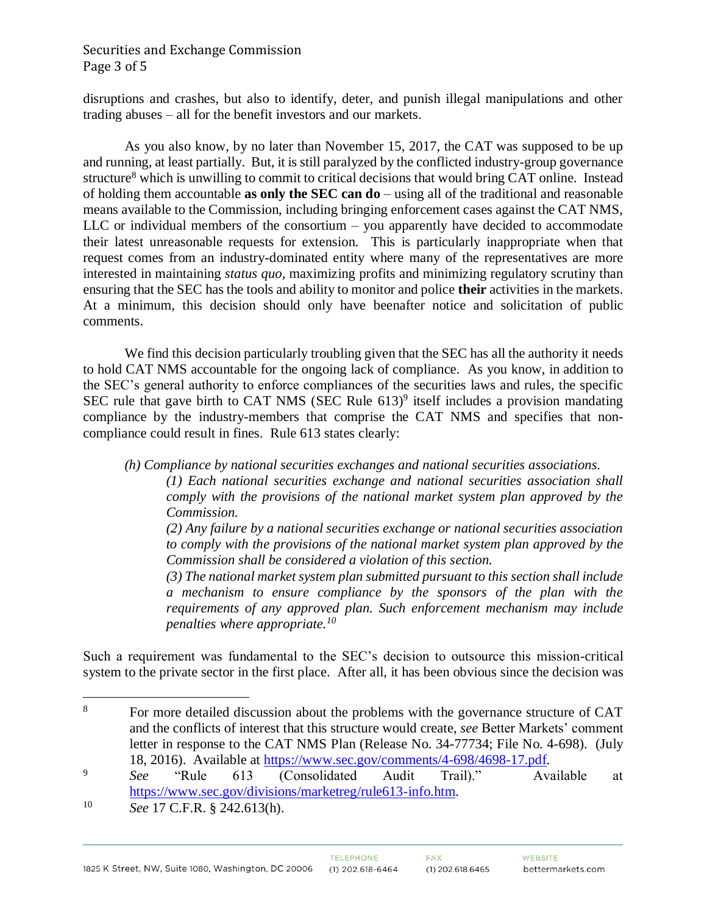disruptions and crashes, but also to identify, deter, and punish illegal manipulations and other trading abuses – all for the benefit investors and our markets.

As you also know, by no later than November 15, 2017, the CAT was supposed to be up and running, at least partially. But, it is still paralyzed by the conflicted industry-group governance structure[8] which is unwilling to commit to critical decisions that would bring CAT online. Instead of holding them accountable **as only the SEC can do** – using all of the traditional and reasonable means available to the Commission, including bringing enforcement cases against the CAT NMS, LLC or individual members of the consortium – you apparently have decided to accommodate their latest unreasonable requests for extension. This is particularly inappropriate when that request comes from an industry-dominated entity where many of the representatives are more interested in maintaining *status quo*, maximizing profits and minimizing regulatory scrutiny than ensuring that the SEC has the tools and ability to monitor and police **their** activities in the markets. At a minimum, this decision should only have beenafter notice and solicitation of public comments.

We find this decision particularly troubling given that the SEC has all the authority it needs to hold CAT NMS accountable for the ongoing lack of compliance. As you know, in addition to the SEC's general authority to enforce compliances of the securities laws and rules, the specific SEC rule that gave birth to CAT NMS (SEC Rule 613)[9] itself includes a provision mandating compliance by the industry-members that comprise the CAT NMS and specifies that non-compliance could result in fines. Rule 613 states clearly:

> *(h) Compliance by national securities exchanges and national securities associations.*
>
> *(1) Each national securities exchange and national securities association shall comply with the provisions of the national market system plan approved by the Commission.*
>
> *(2) Any failure by a national securities exchange or national securities association to comply with the provisions of the national market system plan approved by the Commission shall be considered a violation of this section.*
>
> *(3) The national market system plan submitted pursuant to this section shall include a mechanism to ensure compliance by the sponsors of the plan with the requirements of any approved plan. Such enforcement mechanism may include penalties where appropriate.*[10]

Such a requirement was fundamental to the SEC's decision to outsource this mission-critical system to the private sector in the first place. After all, it has been obvious since the decision was

---

[8] For more detailed discussion about the problems with the governance structure of CAT and the conflicts of interest that this structure would create, *see* Better Markets' comment letter in response to the CAT NMS Plan (Release No. 34-77734; File No. 4-698). (July 18, 2016). Available at https://www.sec.gov/comments/4-698/4698-17.pdf.

[9] *See* "Rule 613 (Consolidated Audit Trail)." Available at https://www.sec.gov/divisions/marketreg/rule613-info.htm.

[10] *See* 17 C.F.R. § 242.613(h).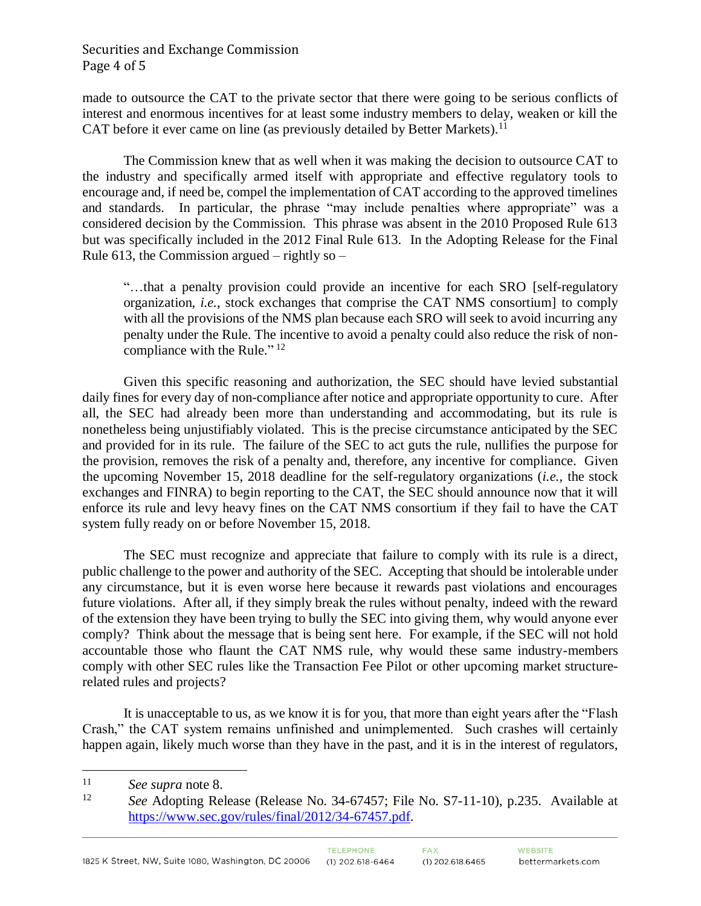made to outsource the CAT to the private sector that there were going to be serious conflicts of interest and enormous incentives for at least some industry members to delay, weaken or kill the CAT before it ever came on line (as previously detailed by Better Markets).[11]

The Commission knew that as well when it was making the decision to outsource CAT to the industry and specifically armed itself with appropriate and effective regulatory tools to encourage and, if need be, compel the implementation of CAT according to the approved timelines and standards. In particular, the phrase "may include penalties where appropriate" was a considered decision by the Commission. This phrase was absent in the 2010 Proposed Rule 613 but was specifically included in the 2012 Final Rule 613. In the Adopting Release for the Final Rule 613, the Commission argued – rightly so –

> "…that a penalty provision could provide an incentive for each SRO [self-regulatory organization, *i.e.*, stock exchanges that comprise the CAT NMS consortium] to comply with all the provisions of the NMS plan because each SRO will seek to avoid incurring any penalty under the Rule. The incentive to avoid a penalty could also reduce the risk of non-compliance with the Rule." [12]

Given this specific reasoning and authorization, the SEC should have levied substantial daily fines for every day of non-compliance after notice and appropriate opportunity to cure. After all, the SEC had already been more than understanding and accommodating, but its rule is nonetheless being unjustifiably violated. This is the precise circumstance anticipated by the SEC and provided for in its rule. The failure of the SEC to act guts the rule, nullifies the purpose for the provision, removes the risk of a penalty and, therefore, any incentive for compliance. Given the upcoming November 15, 2018 deadline for the self-regulatory organizations (*i.e.*, the stock exchanges and FINRA) to begin reporting to the CAT, the SEC should announce now that it will enforce its rule and levy heavy fines on the CAT NMS consortium if they fail to have the CAT system fully ready on or before November 15, 2018.

The SEC must recognize and appreciate that failure to comply with its rule is a direct, public challenge to the power and authority of the SEC. Accepting that should be intolerable under any circumstance, but it is even worse here because it rewards past violations and encourages future violations. After all, if they simply break the rules without penalty, indeed with the reward of the extension they have been trying to bully the SEC into giving them, why would anyone ever comply? Think about the message that is being sent here. For example, if the SEC will not hold accountable those who flaunt the CAT NMS rule, why would these same industry-members comply with other SEC rules like the Transaction Fee Pilot or other upcoming market structure-related rules and projects?

It is unacceptable to us, as we know it is for you, that more than eight years after the "Flash Crash," the CAT system remains unfinished and unimplemented. Such crashes will certainly happen again, likely much worse than they have in the past, and it is in the interest of regulators,

---

[11] *See supra* note 8.

[12] *See* Adopting Release (Release No. 34-67457; File No. S7-11-10), p.235. Available at https://www.sec.gov/rules/final/2012/34-67457.pdf.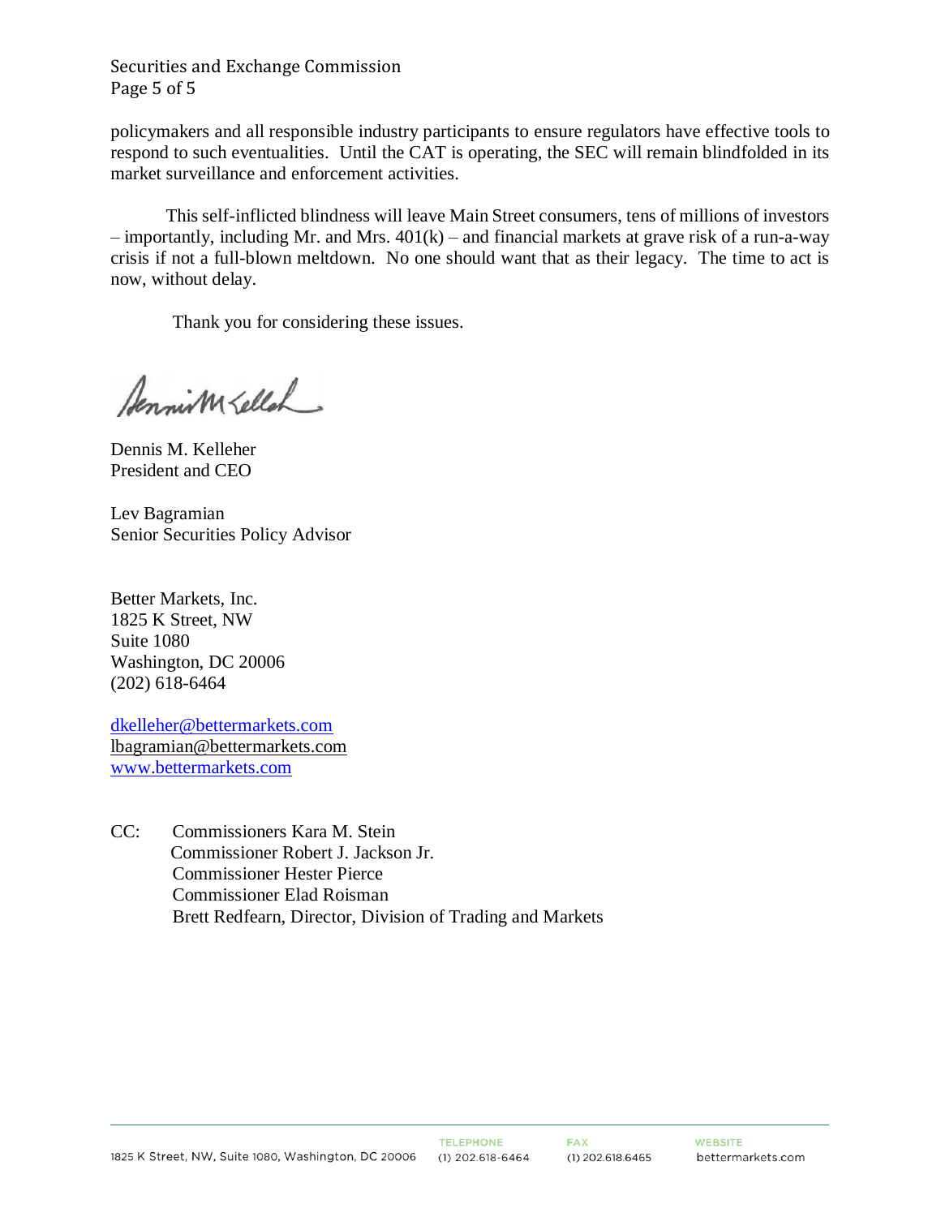policymakers and all responsible industry participants to ensure regulators have effective tools to respond to such eventualities. Until the CAT is operating, the SEC will remain blindfolded in its market surveillance and enforcement activities.

This self-inflicted blindness will leave Main Street consumers, tens of millions of investors – importantly, including Mr. and Mrs. 401(k) – and financial markets at grave risk of a run-a-way crisis if not a full-blown meltdown. No one should want that as their legacy. The time to act is now, without delay.

Thank you for considering these issues.

Dennis M. Kelleher
President and CEO

Lev Bagramian
Senior Securities Policy Advisor

Better Markets, Inc.
1825 K Street, NW
Suite 1080
Washington, DC 20006
(202) 618-6464

dkelleher@bettermarkets.com
lbagramian@bettermarkets.com
www.bettermarkets.com

CC: Commissioners Kara M. Stein
Commissioner Robert J. Jackson Jr.
Commissioner Hester Pierce
Commissioner Elad Roisman
Brett Redfearn, Director, Division of Trading and Markets